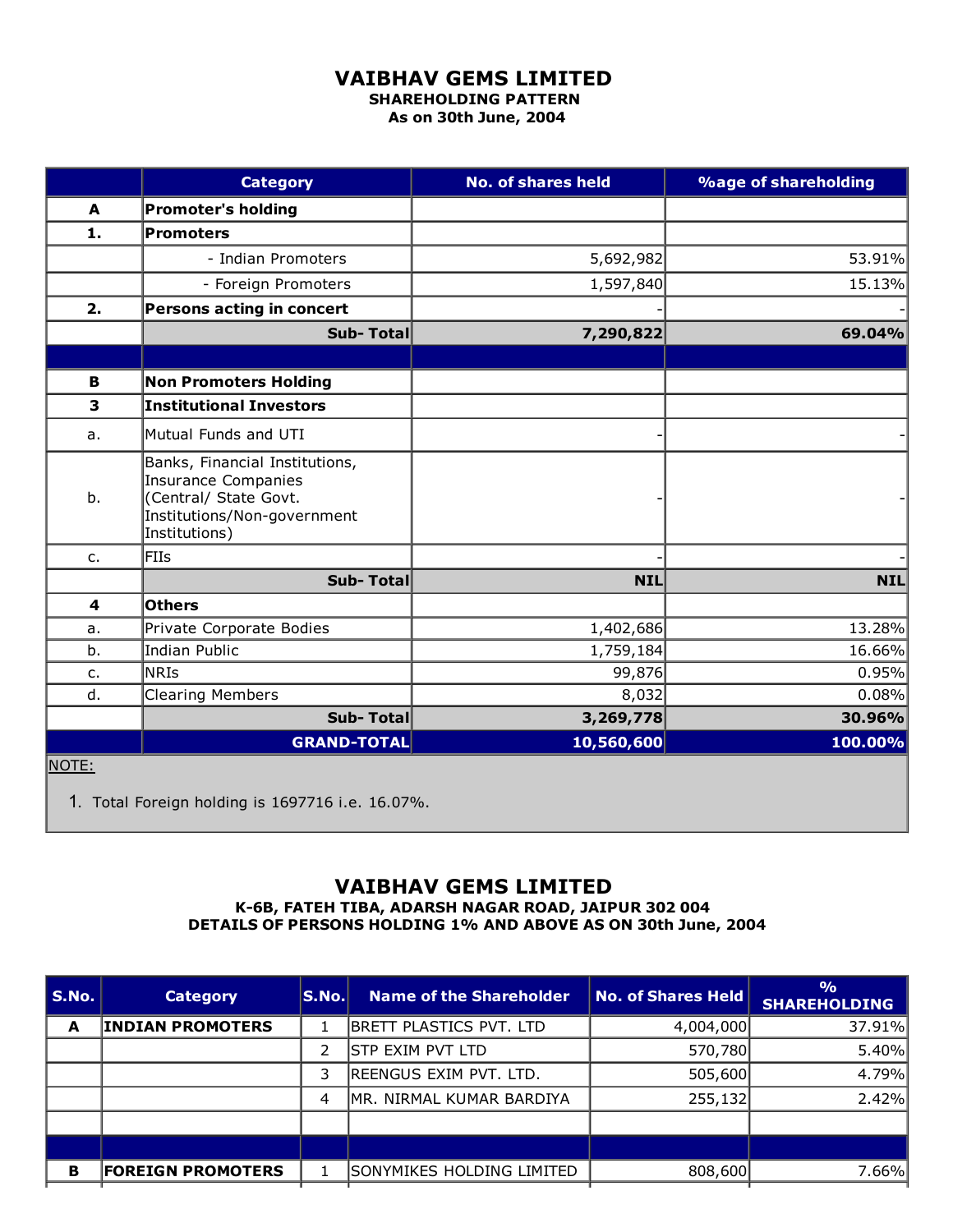# VAIBHAV GEMS LIMITED

**SHAREHOLDING PATTERN**
**As on 30th June, 2004**

| | Category | No. of shares held | %age of shareholding |
|---|---|---|---|
| **A** | **Promoter's holding** | | |
| **1.** | **Promoters** | | |
| | - Indian Promoters | 5,692,982 | 53.91% |
| | - Foreign Promoters | 1,597,840 | 15.13% |
| **2.** | **Persons acting in concert** | - | - |
| | **Sub- Total** | **7,290,822** | **69.04%** |
| | | | |
| **B** | **Non Promoters Holding** | | |
| **3** | **Institutional Investors** | | |
| a. | Mutual Funds and UTI | - | - |
| b. | Banks, Financial Institutions, Insurance Companies (Central/ State Govt. Institutions/Non-government Institutions) | - | - |
| c. | FIIs | - | - |
| | **Sub- Total** | **NIL** | **NIL** |
| **4** | **Others** | | |
| a. | Private Corporate Bodies | 1,402,686 | 13.28% |
| b. | Indian Public | 1,759,184 | 16.66% |
| c. | NRIs | 99,876 | 0.95% |
| d. | Clearing Members | 8,032 | 0.08% |
| | **Sub- Total** | **3,269,778** | **30.96%** |
| | **GRAND-TOTAL** | **10,560,600** | **100.00%** |

NOTE:

1. Total Foreign holding is 1697716 i.e. 16.07%.

# VAIBHAV GEMS LIMITED

**K-6B, FATEH TIBA, ADARSH NAGAR ROAD, JAIPUR 302 004**
**DETAILS OF PERSONS HOLDING 1% AND ABOVE AS ON 30th June, 2004**

| S.No. | Category | S.No. | Name of the Shareholder | No. of Shares Held | % SHAREHOLDING |
|---|---|---|---|---|---|
| **A** | **INDIAN PROMOTERS** | 1 | BRETT PLASTICS PVT. LTD | 4,004,000 | 37.91% |
| | | 2 | STP EXIM PVT LTD | 570,780 | 5.40% |
| | | 3 | REENGUS EXIM PVT. LTD. | 505,600 | 4.79% |
| | | 4 | MR. NIRMAL KUMAR BARDIYA | 255,132 | 2.42% |
| | | | | | |
| | | | | | |
| **B** | **FOREIGN PROMOTERS** | 1 | SONYMIKES HOLDING LIMITED | 808,600 | 7.66% |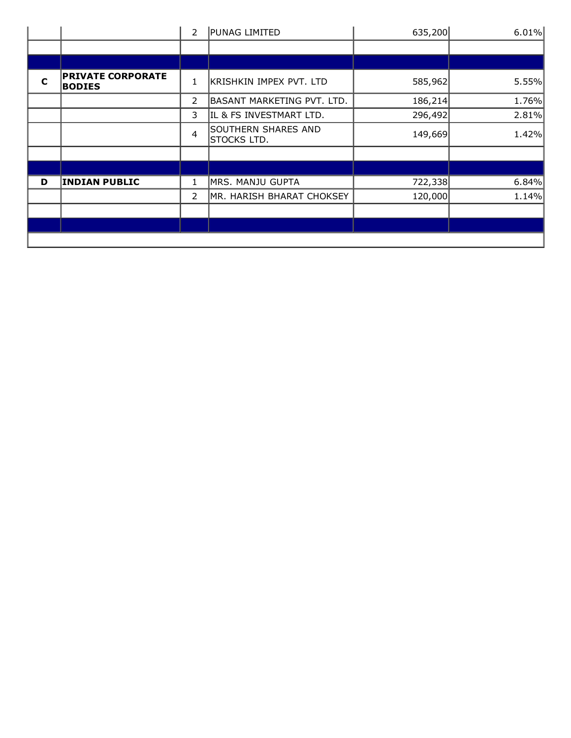| | | | | | |
|---|---|---|---|---|---|
| | | 2 | PUNAG LIMITED | 635,200 | 6.01% |
| | | | | | |
| | | | | | |
| **C** | **PRIVATE CORPORATE BODIES** | 1 | KRISHKIN IMPEX PVT. LTD | 585,962 | 5.55% |
| | | 2 | BASANT MARKETING PVT. LTD. | 186,214 | 1.76% |
| | | 3 | IL & FS INVESTMART LTD. | 296,492 | 2.81% |
| | | 4 | SOUTHERN SHARES AND STOCKS LTD. | 149,669 | 1.42% |
| | | | | | |
| | | | | | |
| **D** | **INDIAN PUBLIC** | 1 | MRS. MANJU GUPTA | 722,338 | 6.84% |
| | | 2 | MR. HARISH BHARAT CHOKSEY | 120,000 | 1.14% |
| | | | | | |
| | | | | | |
| | | | | | |